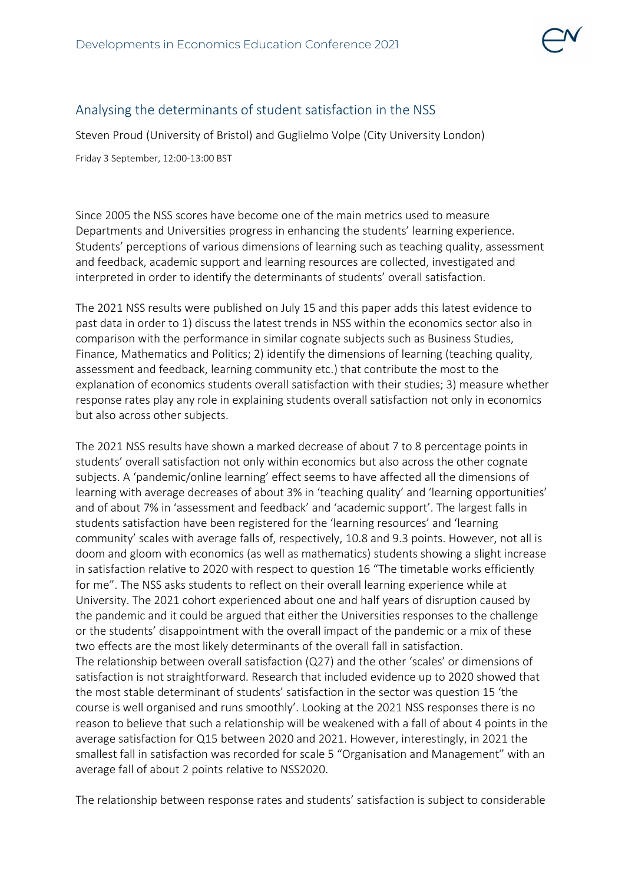## Analysing the determinants of student satisfaction in the NSS

Steven Proud (University of Bristol) and Guglielmo Volpe (City University London)

Friday 3 September, 12:00-13:00 BST

Since 2005 the NSS scores have become one of the main metrics used to measure Departments and Universities progress in enhancing the students' learning experience. Students' perceptions of various dimensions of learning such as teaching quality, assessment and feedback, academic support and learning resources are collected, investigated and interpreted in order to identify the determinants of students' overall satisfaction.

The 2021 NSS results were published on July 15 and this paper adds this latest evidence to past data in order to 1) discuss the latest trends in NSS within the economics sector also in comparison with the performance in similar cognate subjects such as Business Studies, Finance, Mathematics and Politics; 2) identify the dimensions of learning (teaching quality, assessment and feedback, learning community etc.) that contribute the most to the explanation of economics students overall satisfaction with their studies; 3) measure whether response rates play any role in explaining students overall satisfaction not only in economics but also across other subjects.

The 2021 NSS results have shown a marked decrease of about 7 to 8 percentage points in students' overall satisfaction not only within economics but also across the other cognate subjects. A 'pandemic/online learning' effect seems to have affected all the dimensions of learning with average decreases of about 3% in 'teaching quality' and 'learning opportunities' and of about 7% in 'assessment and feedback' and 'academic support'. The largest falls in students satisfaction have been registered for the 'learning resources' and 'learning community' scales with average falls of, respectively, 10.8 and 9.3 points. However, not all is doom and gloom with economics (as well as mathematics) students showing a slight increase in satisfaction relative to 2020 with respect to question 16 "The timetable works efficiently for me". The NSS asks students to reflect on their overall learning experience while at University. The 2021 cohort experienced about one and half years of disruption caused by the pandemic and it could be argued that either the Universities responses to the challenge or the students' disappointment with the overall impact of the pandemic or a mix of these two effects are the most likely determinants of the overall fall in satisfaction.
The relationship between overall satisfaction (Q27) and the other 'scales' or dimensions of satisfaction is not straightforward. Research that included evidence up to 2020 showed that the most stable determinant of students' satisfaction in the sector was question 15 'the course is well organised and runs smoothly'. Looking at the 2021 NSS responses there is no reason to believe that such a relationship will be weakened with a fall of about 4 points in the average satisfaction for Q15 between 2020 and 2021. However, interestingly, in 2021 the smallest fall in satisfaction was recorded for scale 5 "Organisation and Management" with an average fall of about 2 points relative to NSS2020.

The relationship between response rates and students' satisfaction is subject to considerable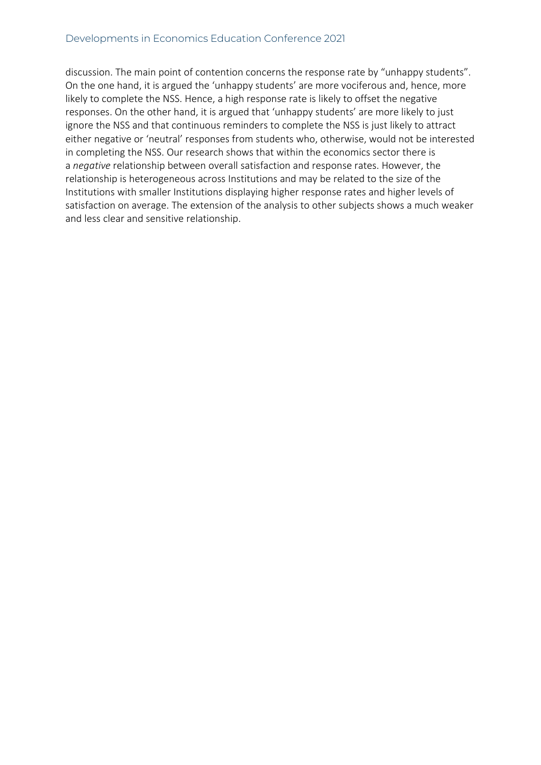discussion. The main point of contention concerns the response rate by "unhappy students". On the one hand, it is argued the 'unhappy students' are more vociferous and, hence, more likely to complete the NSS. Hence, a high response rate is likely to offset the negative responses. On the other hand, it is argued that 'unhappy students' are more likely to just ignore the NSS and that continuous reminders to complete the NSS is just likely to attract either negative or 'neutral' responses from students who, otherwise, would not be interested in completing the NSS. Our research shows that within the economics sector there is a *negative* relationship between overall satisfaction and response rates. However, the relationship is heterogeneous across Institutions and may be related to the size of the Institutions with smaller Institutions displaying higher response rates and higher levels of satisfaction on average. The extension of the analysis to other subjects shows a much weaker and less clear and sensitive relationship.